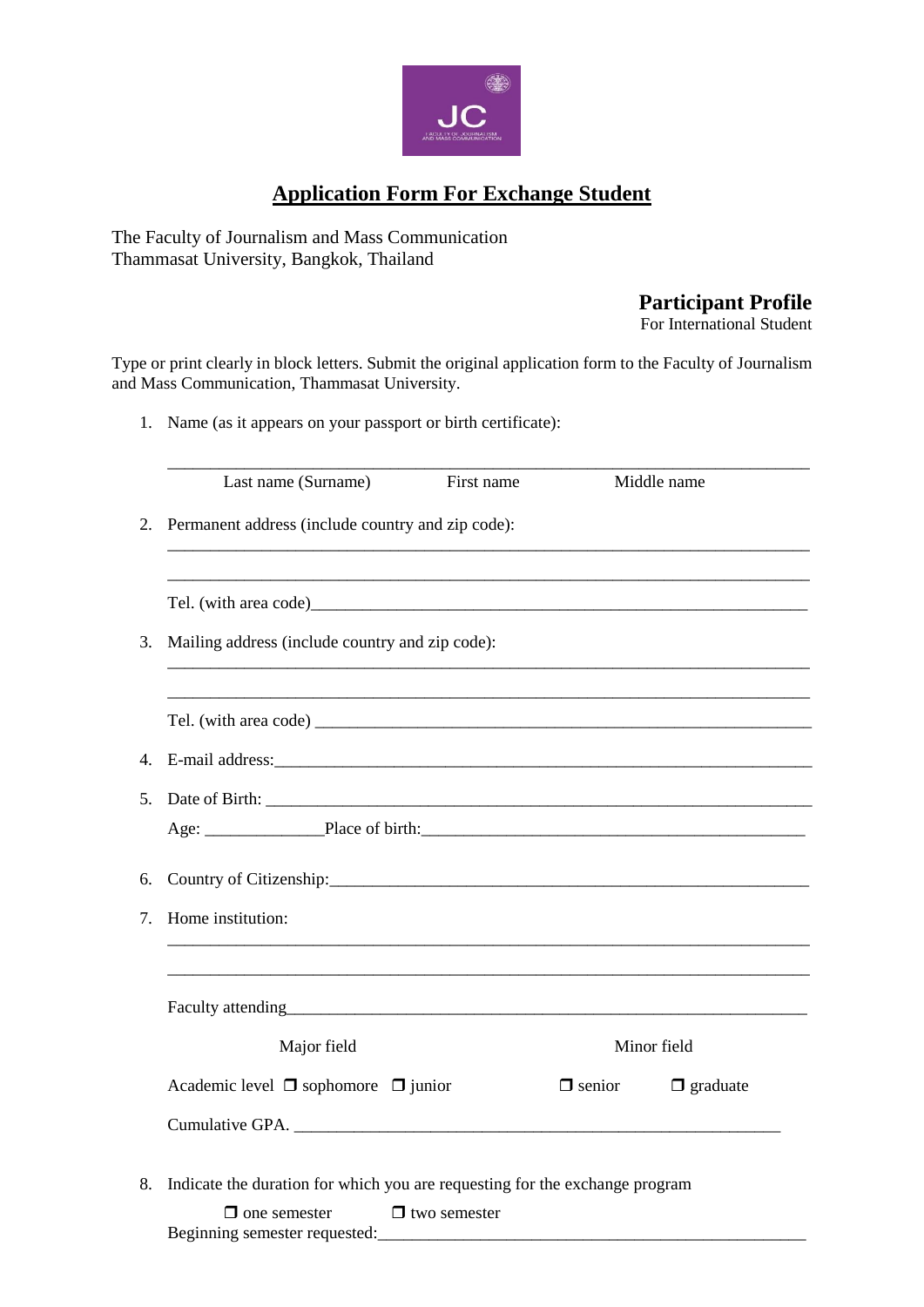# Application Form For Exchange Student

The Faculty of Journalism and Mass Communication
Thammasat University, Bangkok, Thailand

**Participant Profile**
For International Student

Type or print clearly in block letters. Submit the original application form to the Faculty of Journalism and Mass Communication, Thammasat University.

1. Name (as it appears on your passport or birth certificate):

   ___________________________________________________________________________

   Last name (Surname) First name Middle name

2. Permanent address (include country and zip code):

   ___________________________________________________________________________

   ___________________________________________________________________________

   Tel. (with area code)___________________________________________________________

3. Mailing address (include country and zip code):

   ___________________________________________________________________________

   ___________________________________________________________________________

   Tel. (with area code) __________________________________________________________

4. E-mail address:_______________________________________________________________

5. Date of Birth: _______________________________________________________________

   Age: _____________Place of birth:_____________________________________________

6. Country of Citizenship:_________________________________________________________

7. Home institution:

   ___________________________________________________________________________

   ___________________________________________________________________________

   Faculty attending_______________________________________________________________

   Major field Minor field

   Academic level ❒ sophomore ❒ junior ❒ senior ❒ graduate

   Cumulative GPA. ______________________________________________________

8. Indicate the duration for which you are requesting for the exchange program

   ❒ one semester ❒ two semester

   Beginning semester requested:______________________________________________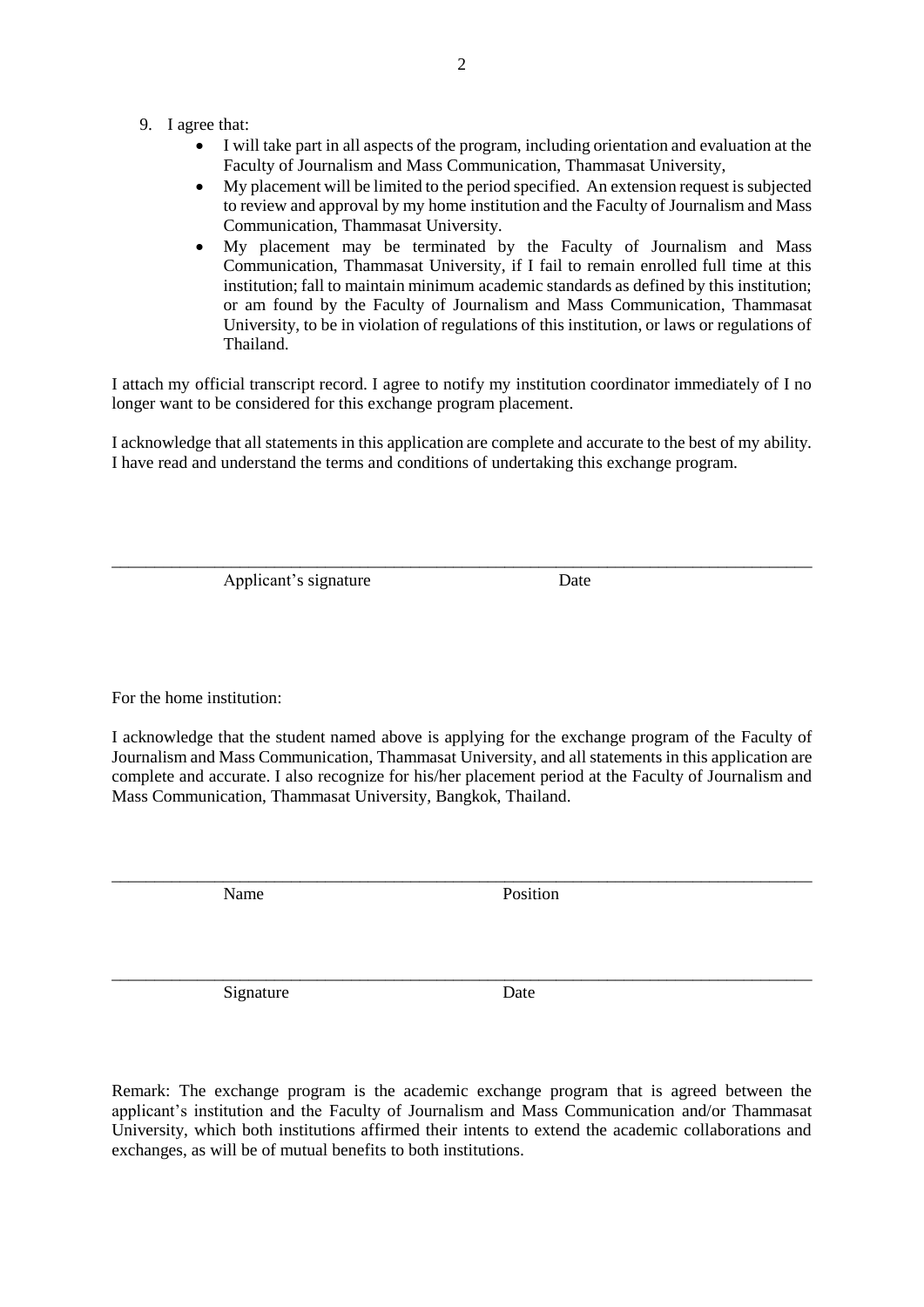9. I agree that:
    - I will take part in all aspects of the program, including orientation and evaluation at the Faculty of Journalism and Mass Communication, Thammasat University,
    - My placement will be limited to the period specified. An extension request is subjected to review and approval by my home institution and the Faculty of Journalism and Mass Communication, Thammasat University.
    - My placement may be terminated by the Faculty of Journalism and Mass Communication, Thammasat University, if I fail to remain enrolled full time at this institution; fall to maintain minimum academic standards as defined by this institution; or am found by the Faculty of Journalism and Mass Communication, Thammasat University, to be in violation of regulations of this institution, or laws or regulations of Thailand.

I attach my official transcript record. I agree to notify my institution coordinator immediately of I no longer want to be considered for this exchange program placement.

I acknowledge that all statements in this application are complete and accurate to the best of my ability. I have read and understand the terms and conditions of undertaking this exchange program.

\_\_\_\_\_\_\_\_\_\_\_\_\_\_\_\_\_\_\_\_\_\_\_\_\_\_\_\_\_\_\_\_\_\_\_\_\_\_\_\_\_\_\_\_\_\_\_\_\_\_\_\_\_\_\_\_\_\_\_\_\_\_\_\_\_\_\_\_\_\_\_\_

Applicant's signature Date

For the home institution:

I acknowledge that the student named above is applying for the exchange program of the Faculty of Journalism and Mass Communication, Thammasat University, and all statements in this application are complete and accurate. I also recognize for his/her placement period at the Faculty of Journalism and Mass Communication, Thammasat University, Bangkok, Thailand.

\_\_\_\_\_\_\_\_\_\_\_\_\_\_\_\_\_\_\_\_\_\_\_\_\_\_\_\_\_\_\_\_\_\_\_\_\_\_\_\_\_\_\_\_\_\_\_\_\_\_\_\_\_\_\_\_\_\_\_\_\_\_\_\_\_\_\_\_\_\_\_\_

Name Position

\_\_\_\_\_\_\_\_\_\_\_\_\_\_\_\_\_\_\_\_\_\_\_\_\_\_\_\_\_\_\_\_\_\_\_\_\_\_\_\_\_\_\_\_\_\_\_\_\_\_\_\_\_\_\_\_\_\_\_\_\_\_\_\_\_\_\_\_\_\_\_\_

Signature Date

Remark: The exchange program is the academic exchange program that is agreed between the applicant's institution and the Faculty of Journalism and Mass Communication and/or Thammasat University, which both institutions affirmed their intents to extend the academic collaborations and exchanges, as will be of mutual benefits to both institutions.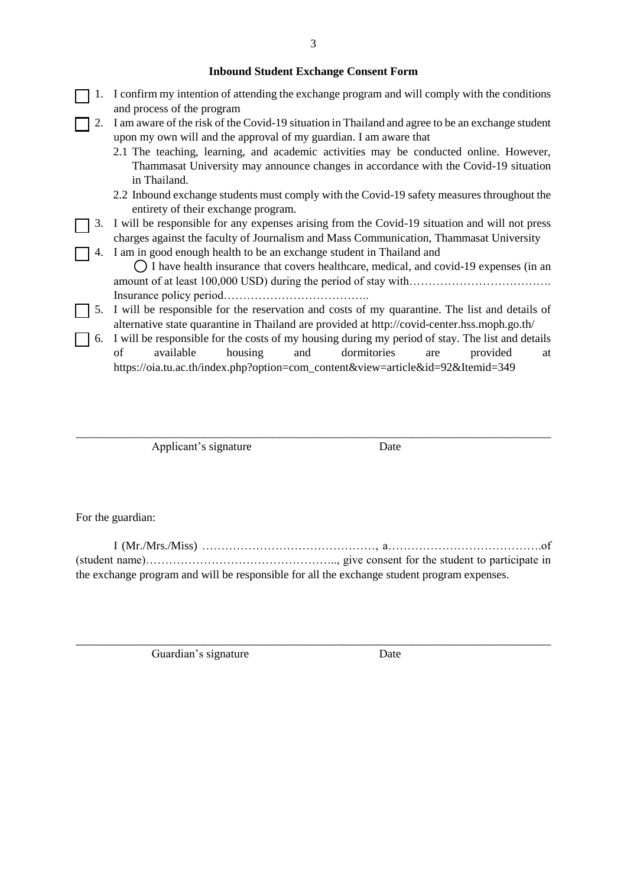### Inbound Student Exchange Consent Form

- ☐ 1. I confirm my intention of attending the exchange program and will comply with the conditions and process of the program
- ☐ 2. I am aware of the risk of the Covid-19 situation in Thailand and agree to be an exchange student upon my own will and the approval of my guardian. I am aware that
  - 2.1 The teaching, learning, and academic activities may be conducted online. However, Thammasat University may announce changes in accordance with the Covid-19 situation in Thailand.
  - 2.2 Inbound exchange students must comply with the Covid-19 safety measures throughout the entirety of their exchange program.
- ☐ 3. I will be responsible for any expenses arising from the Covid-19 situation and will not press charges against the faculty of Journalism and Mass Communication, Thammasat University
- ☐ 4. I am in good enough health to be an exchange student in Thailand and
  - ◯ I have health insurance that covers healthcare, medical, and covid-19 expenses (in an amount of at least 100,000 USD) during the period of stay with……………………………….
  Insurance policy period………………………………..
- ☐ 5. I will be responsible for the reservation and costs of my quarantine. The list and details of alternative state quarantine in Thailand are provided at http://covid-center.hss.moph.go.th/
- ☐ 6. I will be responsible for the costs of my housing during my period of stay. The list and details of available housing and dormitories are provided at https://oia.tu.ac.th/index.php?option=com_content&view=article&id=92&Itemid=349

______________________________________________________________________________

Applicant's signature Date

For the guardian:

I (Mr./Mrs./Miss) ………………………………………, a………………………………….of (student name)………………………………………….., give consent for the student to participate in the exchange program and will be responsible for all the exchange student program expenses.

______________________________________________________________________________

Guardian's signature Date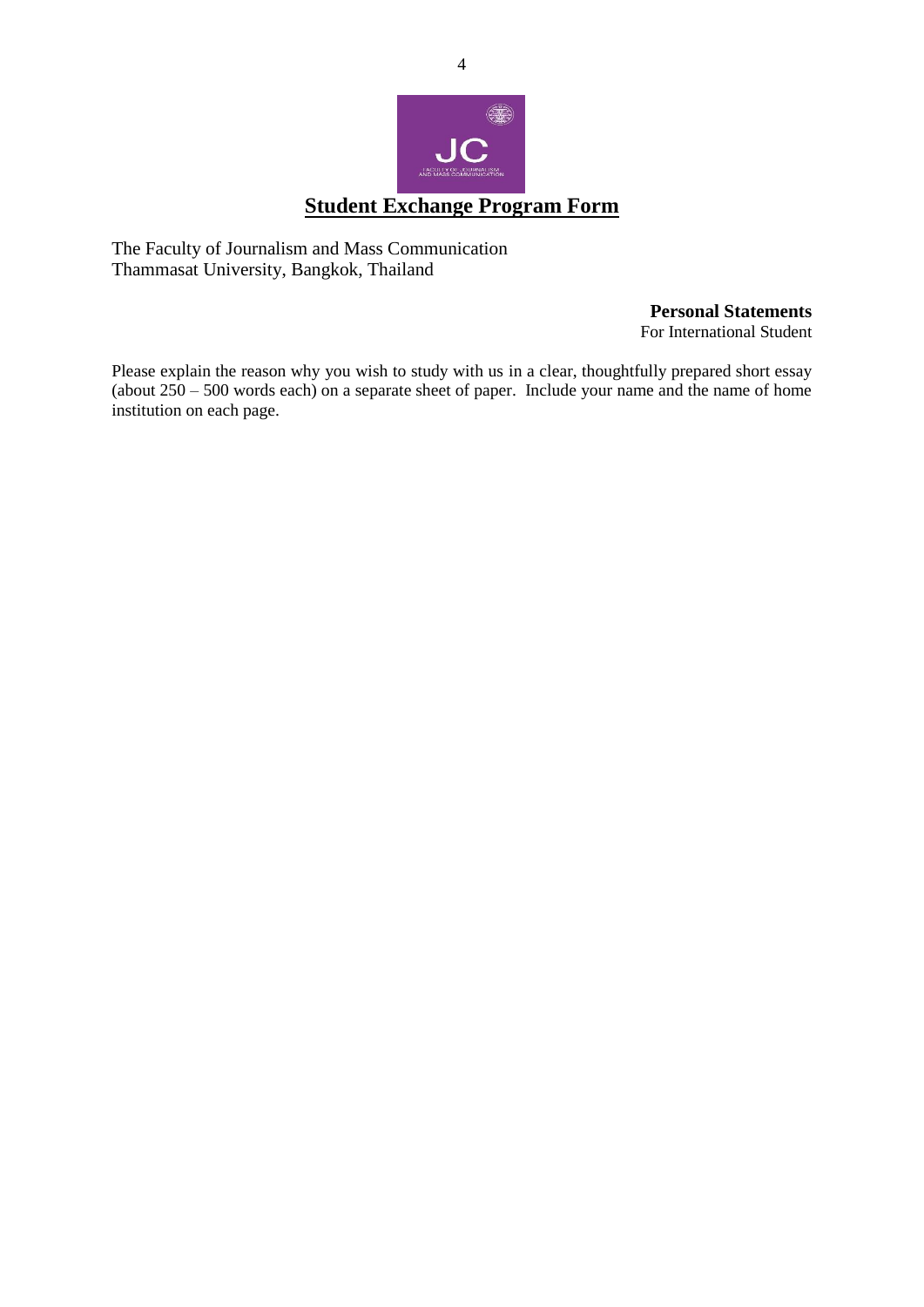# Student Exchange Program Form

The Faculty of Journalism and Mass Communication
Thammasat University, Bangkok, Thailand

**Personal Statements**
For International Student

Please explain the reason why you wish to study with us in a clear, thoughtfully prepared short essay (about 250 – 500 words each) on a separate sheet of paper. Include your name and the name of home institution on each page.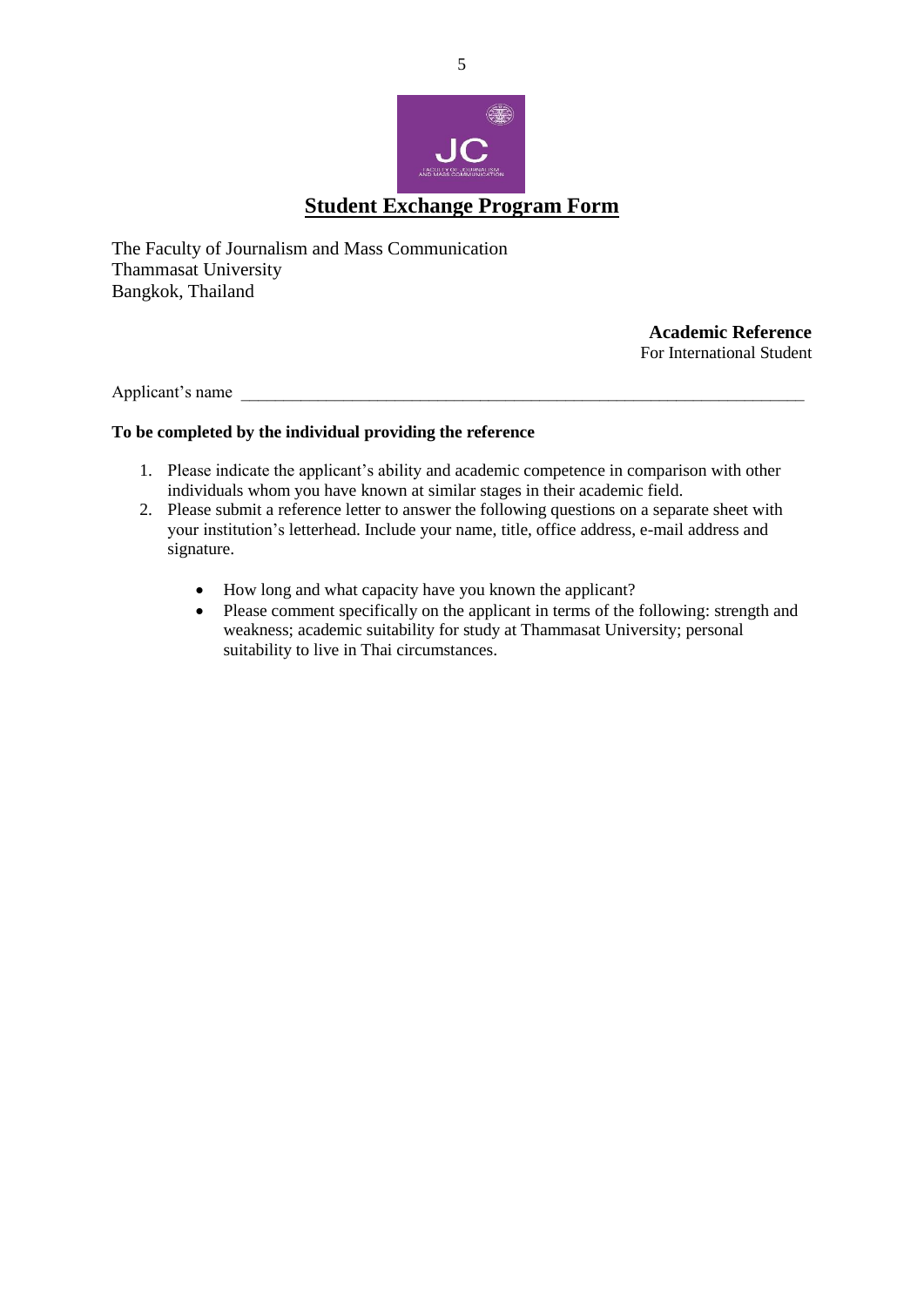# Student Exchange Program Form

The Faculty of Journalism and Mass Communication
Thammasat University
Bangkok, Thailand

**Academic Reference**
For International Student

Applicant's name \_\_\_\_\_\_\_\_\_\_\_\_\_\_\_\_\_\_\_\_\_\_\_\_\_\_\_\_\_\_\_\_\_\_\_\_\_\_\_\_\_\_\_\_\_\_\_\_\_\_\_\_\_\_\_\_\_\_\_\_

**To be completed by the individual providing the reference**

1. Please indicate the applicant's ability and academic competence in comparison with other individuals whom you have known at similar stages in their academic field.
2. Please submit a reference letter to answer the following questions on a separate sheet with your institution's letterhead. Include your name, title, office address, e-mail address and signature.

    - How long and what capacity have you known the applicant?
    - Please comment specifically on the applicant in terms of the following: strength and weakness; academic suitability for study at Thammasat University; personal suitability to live in Thai circumstances.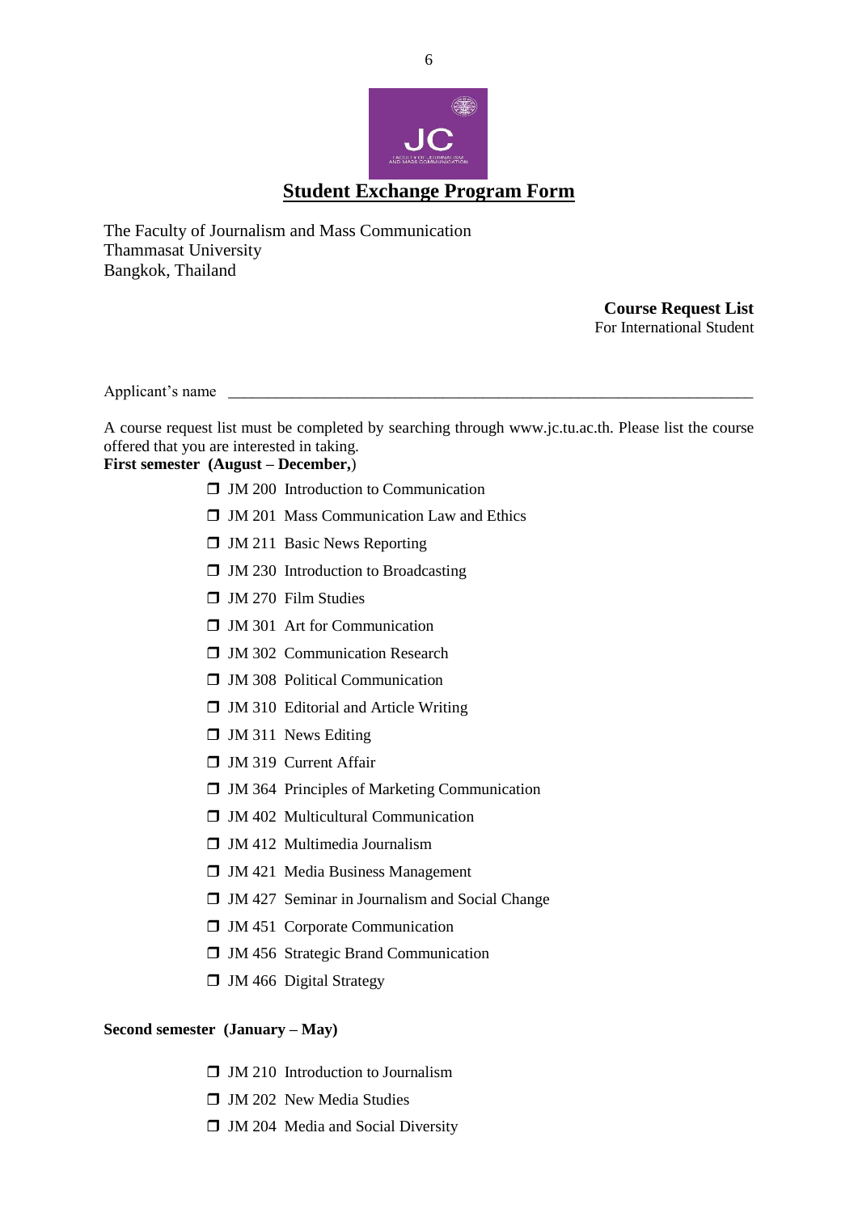# Student Exchange Program Form

The Faculty of Journalism and Mass Communication
Thammasat University
Bangkok, Thailand

**Course Request List**
For International Student

Applicant's name ____________________________________________________________

A course request list must be completed by searching through www.jc.tu.ac.th. Please list the course offered that you are interested in taking.

**First semester (August – December,**)

- ❒ JM 200 Introduction to Communication
- ❒ JM 201 Mass Communication Law and Ethics
- ❒ JM 211 Basic News Reporting
- ❒ JM 230 Introduction to Broadcasting
- ❒ JM 270 Film Studies
- ❒ JM 301 Art for Communication
- ❒ JM 302 Communication Research
- ❒ JM 308 Political Communication
- ❒ JM 310 Editorial and Article Writing
- ❒ JM 311 News Editing
- ❒ JM 319 Current Affair
- ❒ JM 364 Principles of Marketing Communication
- ❒ JM 402 Multicultural Communication
- ❒ JM 412 Multimedia Journalism
- ❒ JM 421 Media Business Management
- ❒ JM 427 Seminar in Journalism and Social Change
- ❒ JM 451 Corporate Communication
- ❒ JM 456 Strategic Brand Communication
- ❒ JM 466 Digital Strategy

**Second semester (January – May)**

- ❒ JM 210 Introduction to Journalism
- ❒ JM 202 New Media Studies
- ❒ JM 204 Media and Social Diversity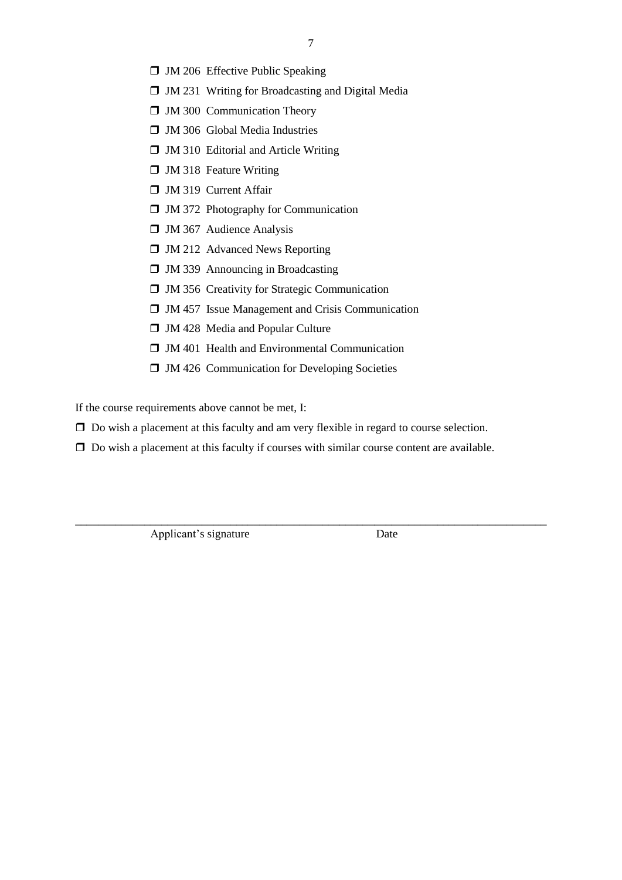- ❒ JM 206 Effective Public Speaking
- ❒ JM 231 Writing for Broadcasting and Digital Media
- ❒ JM 300 Communication Theory
- ❒ JM 306 Global Media Industries
- ❒ JM 310 Editorial and Article Writing
- ❒ JM 318 Feature Writing
- ❒ JM 319 Current Affair
- ❒ JM 372 Photography for Communication
- ❒ JM 367 Audience Analysis
- ❒ JM 212 Advanced News Reporting
- ❒ JM 339 Announcing in Broadcasting
- ❒ JM 356 Creativity for Strategic Communication
- ❒ JM 457 Issue Management and Crisis Communication
- ❒ JM 428 Media and Popular Culture
- ❒ JM 401 Health and Environmental Communication
- ❒ JM 426 Communication for Developing Societies

If the course requirements above cannot be met, I:

❒ Do wish a placement at this faculty and am very flexible in regard to course selection.

❒ Do wish a placement at this faculty if courses with similar course content are available.

\_\_\_\_\_\_\_\_\_\_\_\_\_\_\_\_\_\_\_\_\_\_\_\_\_\_\_\_\_\_\_\_\_\_\_\_\_\_\_\_\_\_\_\_\_\_\_\_\_\_\_\_\_\_\_\_\_\_\_\_\_\_\_\_\_\_\_\_\_\_\_\_\_\_\_\_

Applicant's signature Date